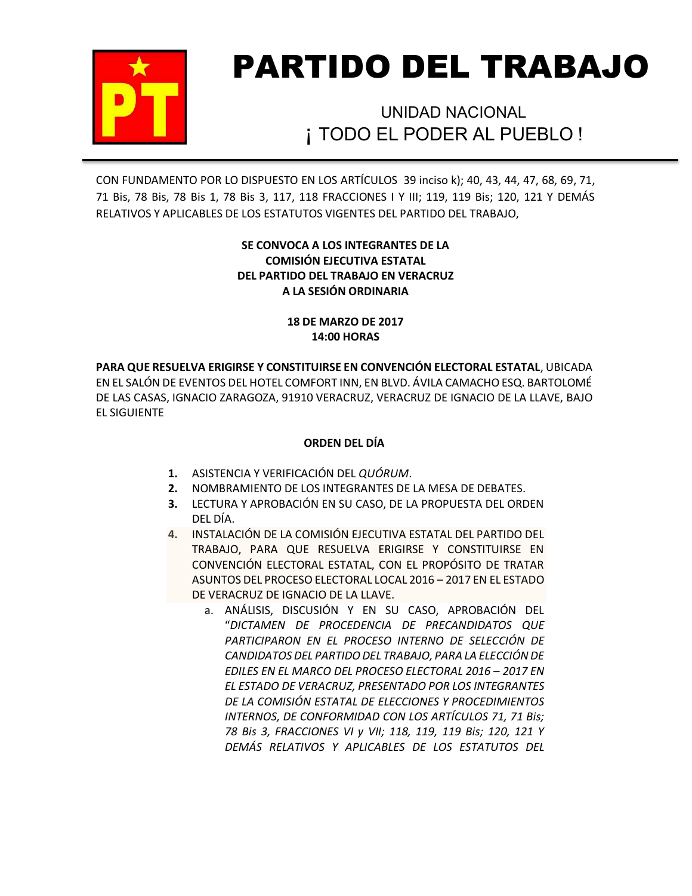# PARTIDO DEL TRABAJO

UNIDAD NACIONAL
¡ TODO EL PODER AL PUEBLO !

CON FUNDAMENTO POR LO DISPUESTO EN LOS ARTÍCULOS 39 inciso k); 40, 43, 44, 47, 68, 69, 71, 71 Bis, 78 Bis, 78 Bis 1, 78 Bis 3, 117, 118 FRACCIONES I Y III; 119, 119 Bis; 120, 121 Y DEMÁS RELATIVOS Y APLICABLES DE LOS ESTATUTOS VIGENTES DEL PARTIDO DEL TRABAJO,

**SE CONVOCA A LOS INTEGRANTES DE LA COMISIÓN EJECUTIVA ESTATAL DEL PARTIDO DEL TRABAJO EN VERACRUZ A LA SESIÓN ORDINARIA**

**18 DE MARZO DE 2017**
**14:00 HORAS**

**PARA QUE RESUELVA ERIGIRSE Y CONSTITUIRSE EN CONVENCIÓN ELECTORAL ESTATAL**, UBICADA EN EL SALÓN DE EVENTOS DEL HOTEL COMFORT INN, EN BLVD. ÁVILA CAMACHO ESQ. BARTOLOMÉ DE LAS CASAS, IGNACIO ZARAGOZA, 91910 VERACRUZ, VERACRUZ DE IGNACIO DE LA LLAVE, BAJO EL SIGUIENTE

**ORDEN DEL DÍA**

1. ASISTENCIA Y VERIFICACIÓN DEL *QUÓRUM*.
2. NOMBRAMIENTO DE LOS INTEGRANTES DE LA MESA DE DEBATES.
3. LECTURA Y APROBACIÓN EN SU CASO, DE LA PROPUESTA DEL ORDEN DEL DÍA.
4. INSTALACIÓN DE LA COMISIÓN EJECUTIVA ESTATAL DEL PARTIDO DEL TRABAJO, PARA QUE RESUELVA ERIGIRSE Y CONSTITUIRSE EN CONVENCIÓN ELECTORAL ESTATAL, CON EL PROPÓSITO DE TRATAR ASUNTOS DEL PROCESO ELECTORAL LOCAL 2016 – 2017 EN EL ESTADO DE VERACRUZ DE IGNACIO DE LA LLAVE.
   a. ANÁLISIS, DISCUSIÓN Y EN SU CASO, APROBACIÓN DEL "*DICTAMEN DE PROCEDENCIA DE PRECANDIDATOS QUE PARTICIPARON EN EL PROCESO INTERNO DE SELECCIÓN DE CANDIDATOS DEL PARTIDO DEL TRABAJO, PARA LA ELECCIÓN DE EDILES EN EL MARCO DEL PROCESO ELECTORAL 2016 – 2017 EN EL ESTADO DE VERACRUZ, PRESENTADO POR LOS INTEGRANTES DE LA COMISIÓN ESTATAL DE ELECCIONES Y PROCEDIMIENTOS INTERNOS, DE CONFORMIDAD CON LOS ARTÍCULOS 71, 71 Bis; 78 Bis 3, FRACCIONES VI y VII; 118, 119, 119 Bis; 120, 121 Y DEMÁS RELATIVOS Y APLICABLES DE LOS ESTATUTOS DEL*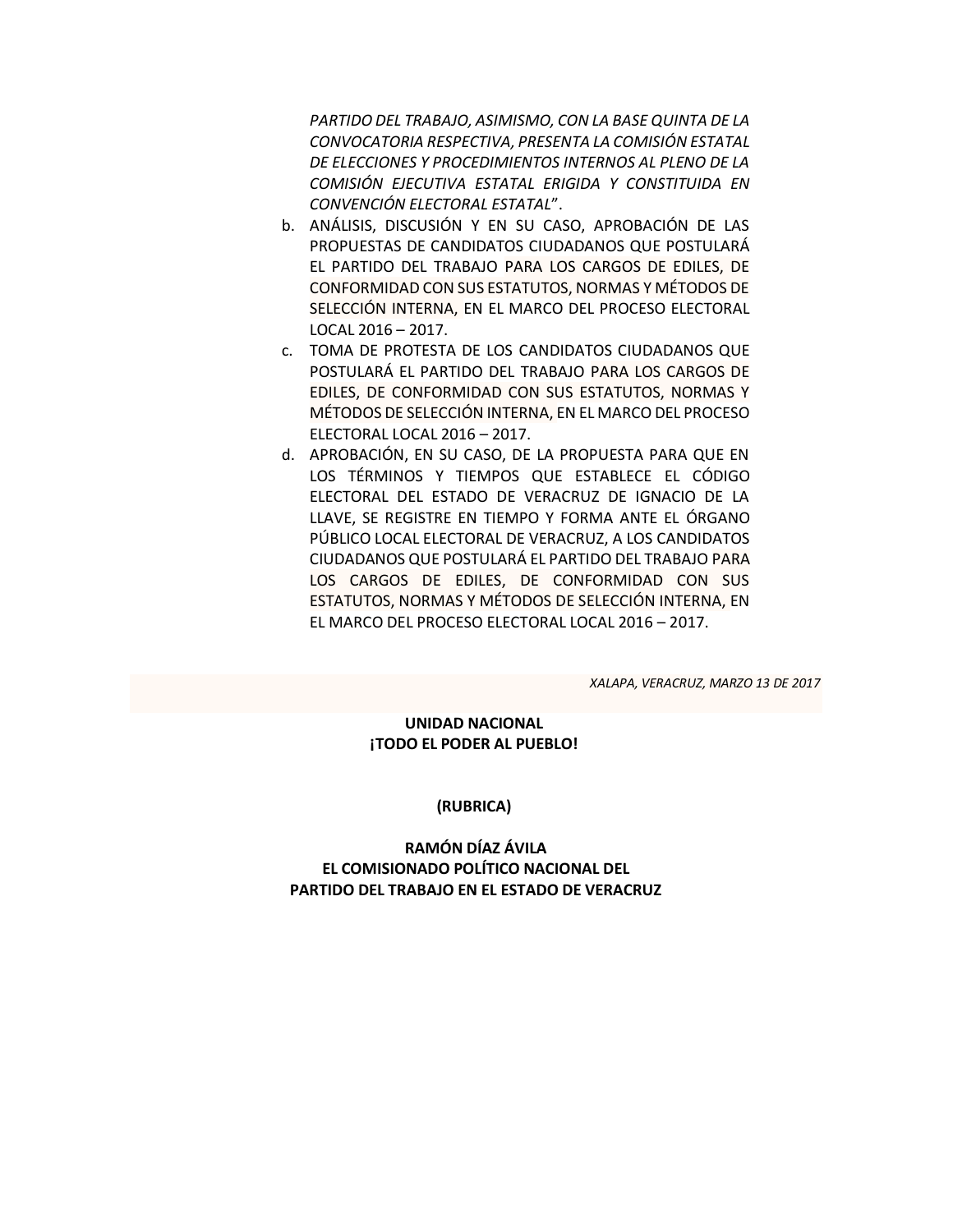*PARTIDO DEL TRABAJO, ASIMISMO, CON LA BASE QUINTA DE LA CONVOCATORIA RESPECTIVA, PRESENTA LA COMISIÓN ESTATAL DE ELECCIONES Y PROCEDIMIENTOS INTERNOS AL PLENO DE LA COMISIÓN EJECUTIVA ESTATAL ERIGIDA Y CONSTITUIDA EN CONVENCIÓN ELECTORAL ESTATAL*".

b. ANÁLISIS, DISCUSIÓN Y EN SU CASO, APROBACIÓN DE LAS PROPUESTAS DE CANDIDATOS CIUDADANOS QUE POSTULARÁ EL PARTIDO DEL TRABAJO PARA LOS CARGOS DE EDILES, DE CONFORMIDAD CON SUS ESTATUTOS, NORMAS Y MÉTODOS DE SELECCIÓN INTERNA, EN EL MARCO DEL PROCESO ELECTORAL LOCAL 2016 – 2017.
c. TOMA DE PROTESTA DE LOS CANDIDATOS CIUDADANOS QUE POSTULARÁ EL PARTIDO DEL TRABAJO PARA LOS CARGOS DE EDILES, DE CONFORMIDAD CON SUS ESTATUTOS, NORMAS Y MÉTODOS DE SELECCIÓN INTERNA, EN EL MARCO DEL PROCESO ELECTORAL LOCAL 2016 – 2017.
d. APROBACIÓN, EN SU CASO, DE LA PROPUESTA PARA QUE EN LOS TÉRMINOS Y TIEMPOS QUE ESTABLECE EL CÓDIGO ELECTORAL DEL ESTADO DE VERACRUZ DE IGNACIO DE LA LLAVE, SE REGISTRE EN TIEMPO Y FORMA ANTE EL ÓRGANO PÚBLICO LOCAL ELECTORAL DE VERACRUZ, A LOS CANDIDATOS CIUDADANOS QUE POSTULARÁ EL PARTIDO DEL TRABAJO PARA LOS CARGOS DE EDILES, DE CONFORMIDAD CON SUS ESTATUTOS, NORMAS Y MÉTODOS DE SELECCIÓN INTERNA, EN EL MARCO DEL PROCESO ELECTORAL LOCAL 2016 – 2017.

*XALAPA, VERACRUZ, MARZO 13 DE 2017*

**UNIDAD NACIONAL**
**¡TODO EL PODER AL PUEBLO!**

**(RUBRICA)**

**RAMÓN DÍAZ ÁVILA**
**EL COMISIONADO POLÍTICO NACIONAL DEL**
**PARTIDO DEL TRABAJO EN EL ESTADO DE VERACRUZ**